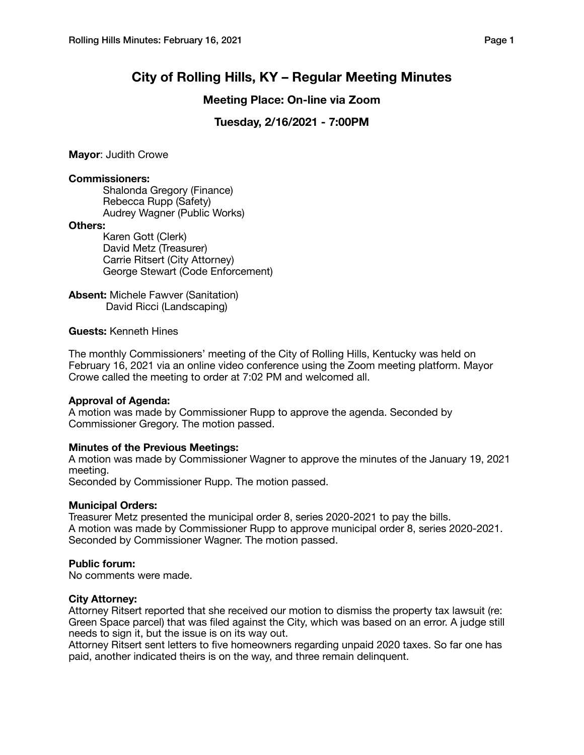# City of Rolling Hills, KY – Regular Meeting Minutes

## Meeting Place: On-line via Zoom

## Tuesday, 2/16/2021 - 7:00PM

**Mayor**: Judith Crowe

**Commissioners:**

Shalonda Gregory (Finance)
Rebecca Rupp (Safety)
Audrey Wagner (Public Works)

**Others:**

Karen Gott (Clerk)
David Metz (Treasurer)
Carrie Ritsert (City Attorney)
George Stewart (Code Enforcement)

**Absent:** Michele Fawver (Sanitation)
David Ricci (Landscaping)

**Guests:** Kenneth Hines

The monthly Commissioners' meeting of the City of Rolling Hills, Kentucky was held on February 16, 2021 via an online video conference using the Zoom meeting platform. Mayor Crowe called the meeting to order at 7:02 PM and welcomed all.

**Approval of Agenda:**
A motion was made by Commissioner Rupp to approve the agenda. Seconded by Commissioner Gregory. The motion passed.

**Minutes of the Previous Meetings:**
A motion was made by Commissioner Wagner to approve the minutes of the January 19, 2021 meeting.
Seconded by Commissioner Rupp. The motion passed.

**Municipal Orders:**
Treasurer Metz presented the municipal order 8, series 2020-2021 to pay the bills.
A motion was made by Commissioner Rupp to approve municipal order 8, series 2020-2021. Seconded by Commissioner Wagner. The motion passed.

**Public forum:**
No comments were made.

**City Attorney:**
Attorney Ritsert reported that she received our motion to dismiss the property tax lawsuit (re: Green Space parcel) that was filed against the City, which was based on an error. A judge still needs to sign it, but the issue is on its way out.
Attorney Ritsert sent letters to five homeowners regarding unpaid 2020 taxes. So far one has paid, another indicated theirs is on the way, and three remain delinquent.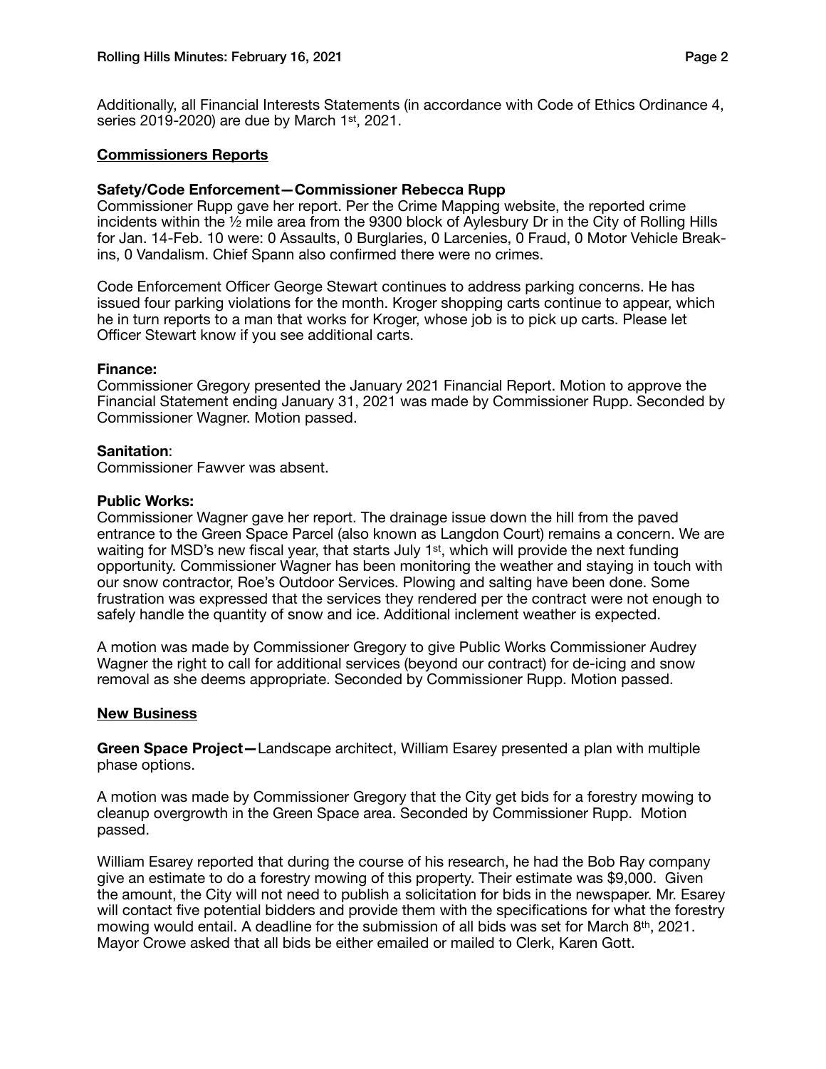Additionally, all Financial Interests Statements (in accordance with Code of Ethics Ordinance 4, series 2019-2020) are due by March 1st, 2021.

## Commissioners Reports

**Safety/Code Enforcement—Commissioner Rebecca Rupp**

Commissioner Rupp gave her report. Per the Crime Mapping website, the reported crime incidents within the ½ mile area from the 9300 block of Aylesbury Dr in the City of Rolling Hills for Jan. 14-Feb. 10 were: 0 Assaults, 0 Burglaries, 0 Larcenies, 0 Fraud, 0 Motor Vehicle Break-ins, 0 Vandalism. Chief Spann also confirmed there were no crimes.

Code Enforcement Officer George Stewart continues to address parking concerns. He has issued four parking violations for the month. Kroger shopping carts continue to appear, which he in turn reports to a man that works for Kroger, whose job is to pick up carts. Please let Officer Stewart know if you see additional carts.

**Finance:**

Commissioner Gregory presented the January 2021 Financial Report. Motion to approve the Financial Statement ending January 31, 2021 was made by Commissioner Rupp. Seconded by Commissioner Wagner. Motion passed.

**Sanitation**:

Commissioner Fawver was absent.

**Public Works:**

Commissioner Wagner gave her report. The drainage issue down the hill from the paved entrance to the Green Space Parcel (also known as Langdon Court) remains a concern. We are waiting for MSD's new fiscal year, that starts July 1st, which will provide the next funding opportunity. Commissioner Wagner has been monitoring the weather and staying in touch with our snow contractor, Roe's Outdoor Services. Plowing and salting have been done. Some frustration was expressed that the services they rendered per the contract were not enough to safely handle the quantity of snow and ice. Additional inclement weather is expected.

A motion was made by Commissioner Gregory to give Public Works Commissioner Audrey Wagner the right to call for additional services (beyond our contract) for de-icing and snow removal as she deems appropriate. Seconded by Commissioner Rupp. Motion passed.

## New Business

**Green Space Project—**Landscape architect, William Esarey presented a plan with multiple phase options.

A motion was made by Commissioner Gregory that the City get bids for a forestry mowing to cleanup overgrowth in the Green Space area. Seconded by Commissioner Rupp. Motion passed.

William Esarey reported that during the course of his research, he had the Bob Ray company give an estimate to do a forestry mowing of this property. Their estimate was $9,000. Given the amount, the City will not need to publish a solicitation for bids in the newspaper. Mr. Esarey will contact five potential bidders and provide them with the specifications for what the forestry mowing would entail. A deadline for the submission of all bids was set for March 8th, 2021. Mayor Crowe asked that all bids be either emailed or mailed to Clerk, Karen Gott.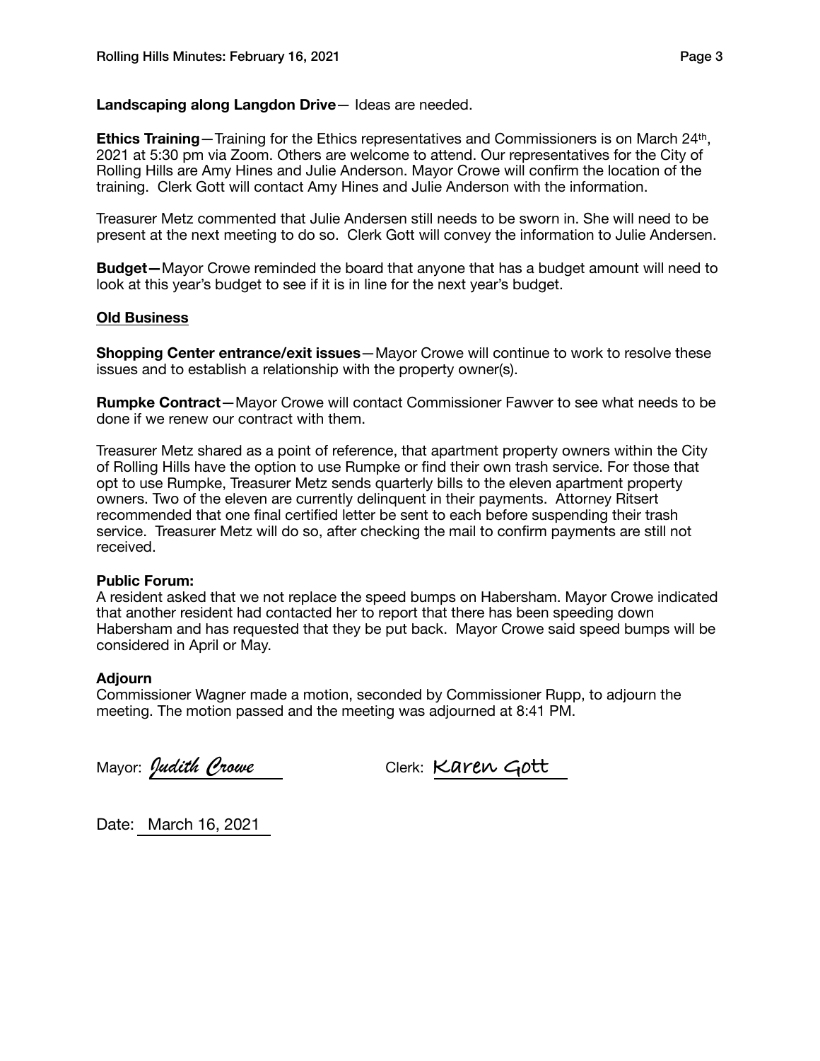**Landscaping along Langdon Drive**— Ideas are needed.

**Ethics Training**—Training for the Ethics representatives and Commissioners is on March 24th, 2021 at 5:30 pm via Zoom. Others are welcome to attend. Our representatives for the City of Rolling Hills are Amy Hines and Julie Anderson. Mayor Crowe will confirm the location of the training. Clerk Gott will contact Amy Hines and Julie Anderson with the information.

Treasurer Metz commented that Julie Andersen still needs to be sworn in. She will need to be present at the next meeting to do so. Clerk Gott will convey the information to Julie Andersen.

**Budget—**Mayor Crowe reminded the board that anyone that has a budget amount will need to look at this year's budget to see if it is in line for the next year's budget.

**Old Business**

**Shopping Center entrance/exit issues**—Mayor Crowe will continue to work to resolve these issues and to establish a relationship with the property owner(s).

**Rumpke Contract**—Mayor Crowe will contact Commissioner Fawver to see what needs to be done if we renew our contract with them.

Treasurer Metz shared as a point of reference, that apartment property owners within the City of Rolling Hills have the option to use Rumpke or find their own trash service. For those that opt to use Rumpke, Treasurer Metz sends quarterly bills to the eleven apartment property owners. Two of the eleven are currently delinquent in their payments. Attorney Ritsert recommended that one final certified letter be sent to each before suspending their trash service. Treasurer Metz will do so, after checking the mail to confirm payments are still not received.

**Public Forum:**
A resident asked that we not replace the speed bumps on Habersham. Mayor Crowe indicated that another resident had contacted her to report that there has been speeding down Habersham and has requested that they be put back. Mayor Crowe said speed bumps will be considered in April or May.

**Adjourn**
Commissioner Wagner made a motion, seconded by Commissioner Rupp, to adjourn the meeting. The motion passed and the meeting was adjourned at 8:41 PM.

Mayor: *Judith Crowe* Clerk: Karen Gott

Date: March 16, 2021